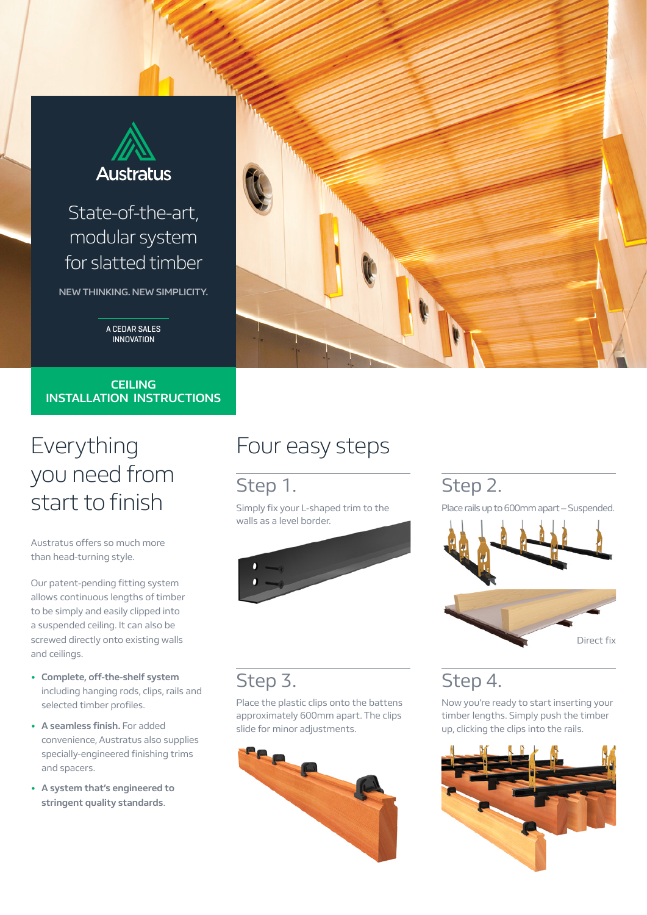Austratus

# State-of-the-art, modular system for slatted timber

**NEW THINKING. NEW SIMPLICITY.**

A CEDAR SALES INNOVATION

**CEILING INSTALLATION INSTRUCTIONS**

## Everything you need from start to finish

Austratus offers so much more than head-turning style.

Our patent-pending fitting system allows continuous lengths of timber to be simply and easily clipped into a suspended ceiling. It can also be screwed directly onto existing walls and ceilings.

- **Complete, off-the-shelf system** including hanging rods, clips, rails and selected timber profiles.
- **A seamless finish.** For added convenience, Austratus also supplies specially-engineered finishing trims and spacers.
- **A system that's engineered to stringent quality standards.**

## Four easy steps

### Step 1.

Simply fix your L-shaped trim to the walls as a level border.

### Step 2.

Place rails up to 600mm apart – Suspended.

Direct fix

### Step 3.

Place the plastic clips onto the battens approximately 600mm apart. The clips slide for minor adjustments.

### Step 4.

Now you're ready to start inserting your timber lengths. Simply push the timber up, clicking the clips into the rails.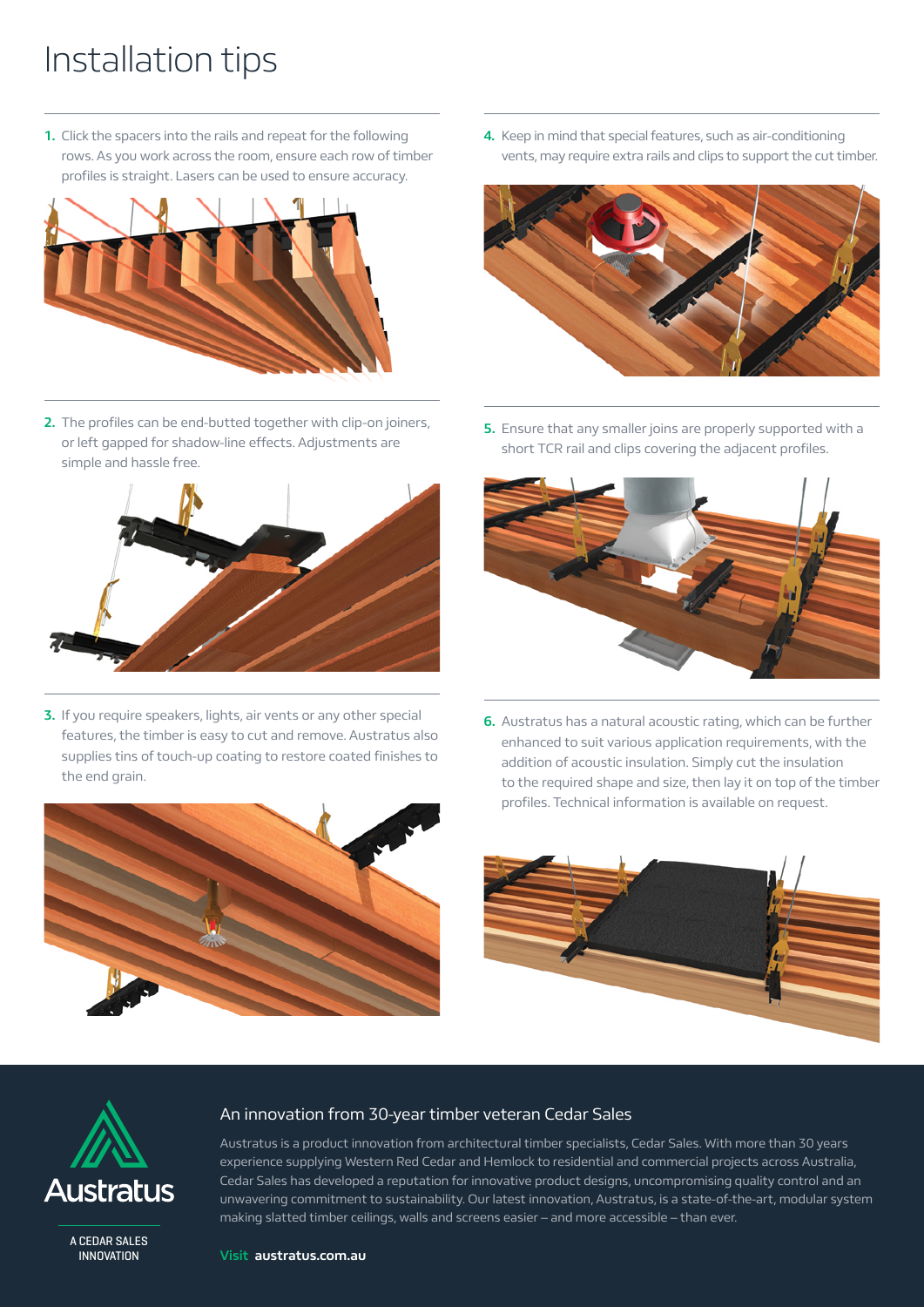# Installation tips

1. Click the spacers into the rails and repeat for the following rows. As you work across the room, ensure each row of timber profiles is straight. Lasers can be used to ensure accuracy.

2. The profiles can be end-butted together with clip-on joiners, or left gapped for shadow-line effects. Adjustments are simple and hassle free.

3. If you require speakers, lights, air vents or any other special features, the timber is easy to cut and remove. Austratus also supplies tins of touch-up coating to restore coated finishes to the end grain.

4. Keep in mind that special features, such as air-conditioning vents, may require extra rails and clips to support the cut timber.

5. Ensure that any smaller joins are properly supported with a short TCR rail and clips covering the adjacent profiles.

6. Austratus has a natural acoustic rating, which can be further enhanced to suit various application requirements, with the addition of acoustic insulation. Simply cut the insulation to the required shape and size, then lay it on top of the timber profiles. Technical information is available on request.

Austratus

A CEDAR SALES INNOVATION

## An innovation from 30-year timber veteran Cedar Sales

Austratus is a product innovation from architectural timber specialists, Cedar Sales. With more than 30 years experience supplying Western Red Cedar and Hemlock to residential and commercial projects across Australia, Cedar Sales has developed a reputation for innovative product designs, uncompromising quality control and an unwavering commitment to sustainability. Our latest innovation, Austratus, is a state-of-the-art, modular system making slatted timber ceilings, walls and screens easier – and more accessible – than ever.

Visit **austratus.com.au**